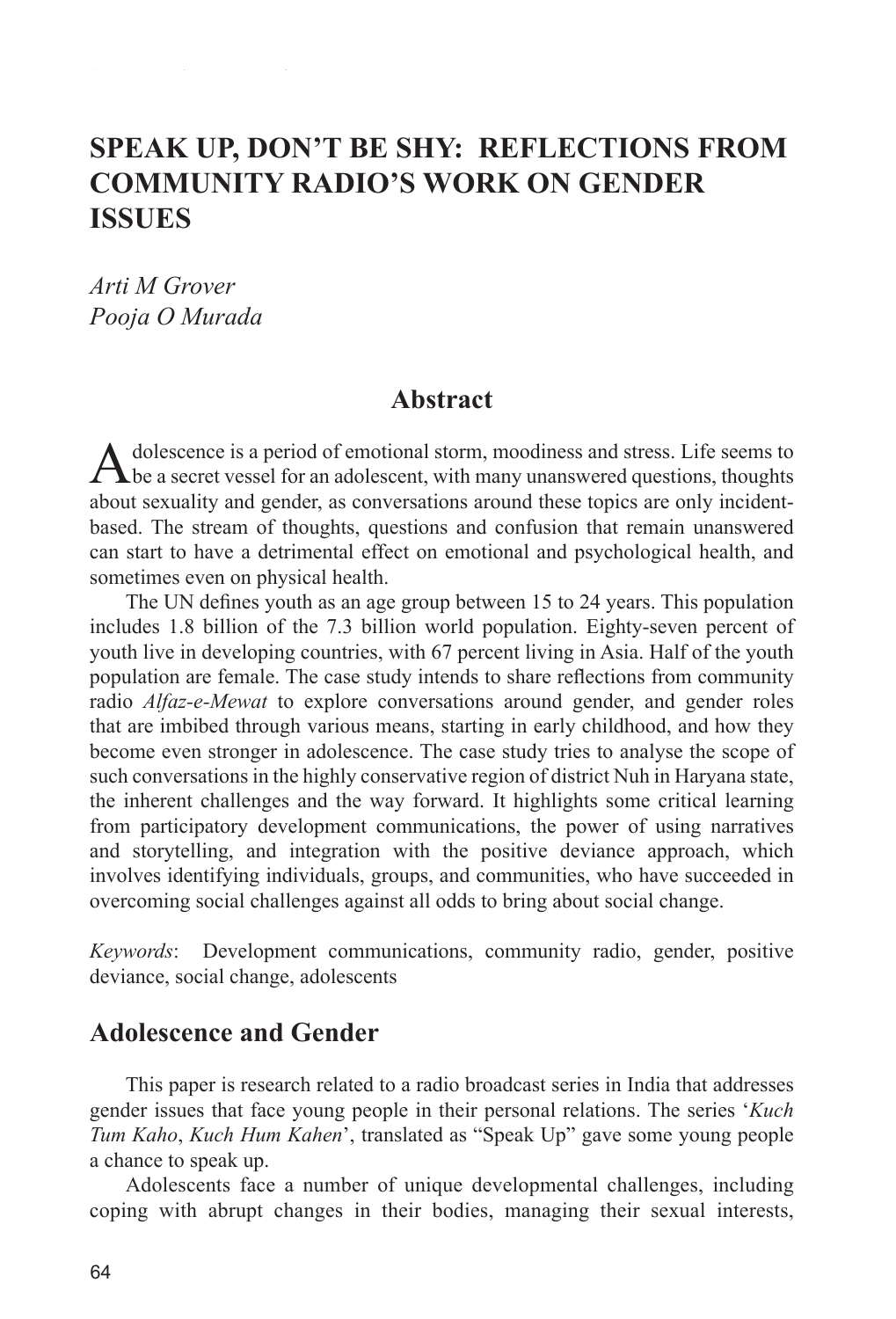# SPEAK UP, DON'T BE SHY: REFLECTIONS FROM COMMUNITY RADIO'S WORK ON GENDER ISSUES

*Arti M Grover*
*Pooja O Murada*

## Abstract

Adolescence is a period of emotional storm, moodiness and stress. Life seems to be a secret vessel for an adolescent, with many unanswered questions, thoughts about sexuality and gender, as conversations around these topics are only incident-based. The stream of thoughts, questions and confusion that remain unanswered can start to have a detrimental effect on emotional and psychological health, and sometimes even on physical health.

The UN defines youth as an age group between 15 to 24 years. This population includes 1.8 billion of the 7.3 billion world population. Eighty-seven percent of youth live in developing countries, with 67 percent living in Asia. Half of the youth population are female. The case study intends to share reflections from community radio *Alfaz-e-Mewat* to explore conversations around gender, and gender roles that are imbibed through various means, starting in early childhood, and how they become even stronger in adolescence. The case study tries to analyse the scope of such conversations in the highly conservative region of district Nuh in Haryana state, the inherent challenges and the way forward. It highlights some critical learning from participatory development communications, the power of using narratives and storytelling, and integration with the positive deviance approach, which involves identifying individuals, groups, and communities, who have succeeded in overcoming social challenges against all odds to bring about social change.

*Keywords*: Development communications, community radio, gender, positive deviance, social change, adolescents

## Adolescence and Gender

This paper is research related to a radio broadcast series in India that addresses gender issues that face young people in their personal relations. The series '*Kuch Tum Kaho*, *Kuch Hum Kahen*', translated as "Speak Up" gave some young people a chance to speak up.

Adolescents face a number of unique developmental challenges, including coping with abrupt changes in their bodies, managing their sexual interests,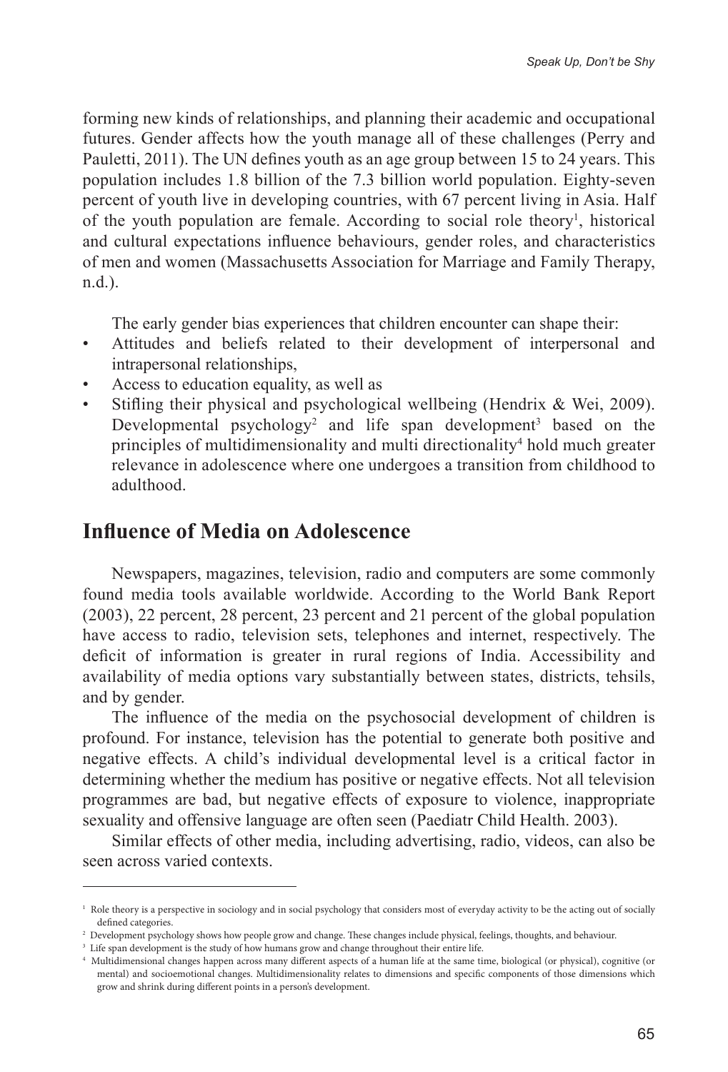forming new kinds of relationships, and planning their academic and occupational futures. Gender affects how the youth manage all of these challenges (Perry and Pauletti, 2011). The UN defines youth as an age group between 15 to 24 years. This population includes 1.8 billion of the 7.3 billion world population. Eighty-seven percent of youth live in developing countries, with 67 percent living in Asia. Half of the youth population are female. According to social role theory[1], historical and cultural expectations influence behaviours, gender roles, and characteristics of men and women (Massachusetts Association for Marriage and Family Therapy, n.d.).

The early gender bias experiences that children encounter can shape their:

- Attitudes and beliefs related to their development of interpersonal and intrapersonal relationships,
- Access to education equality, as well as
- Stifling their physical and psychological wellbeing (Hendrix & Wei, 2009). Developmental psychology[2] and life span development[3] based on the principles of multidimensionality and multi directionality[4] hold much greater relevance in adolescence where one undergoes a transition from childhood to adulthood.

## Influence of Media on Adolescence

Newspapers, magazines, television, radio and computers are some commonly found media tools available worldwide. According to the World Bank Report (2003), 22 percent, 28 percent, 23 percent and 21 percent of the global population have access to radio, television sets, telephones and internet, respectively. The deficit of information is greater in rural regions of India. Accessibility and availability of media options vary substantially between states, districts, tehsils, and by gender.

The influence of the media on the psychosocial development of children is profound. For instance, television has the potential to generate both positive and negative effects. A child's individual developmental level is a critical factor in determining whether the medium has positive or negative effects. Not all television programmes are bad, but negative effects of exposure to violence, inappropriate sexuality and offensive language are often seen (Paediatr Child Health. 2003).

Similar effects of other media, including advertising, radio, videos, can also be seen across varied contexts.

---

[1] Role theory is a perspective in sociology and in social psychology that considers most of everyday activity to be the acting out of socially defined categories.

[2] Development psychology shows how people grow and change. These changes include physical, feelings, thoughts, and behaviour.

[3] Life span development is the study of how humans grow and change throughout their entire life.

[4] Multidimensional changes happen across many different aspects of a human life at the same time, biological (or physical), cognitive (or mental) and socioemotional changes. Multidimensionality relates to dimensions and specific components of those dimensions which grow and shrink during different points in a person's development.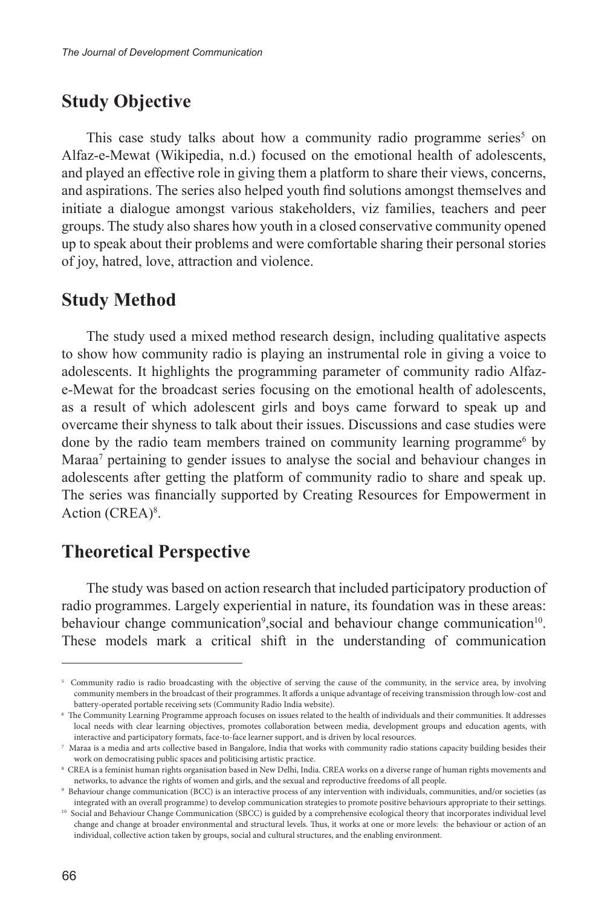## Study Objective

This case study talks about how a community radio programme series[5] on Alfaz-e-Mewat (Wikipedia, n.d.) focused on the emotional health of adolescents, and played an effective role in giving them a platform to share their views, concerns, and aspirations. The series also helped youth find solutions amongst themselves and initiate a dialogue amongst various stakeholders, viz families, teachers and peer groups. The study also shares how youth in a closed conservative community opened up to speak about their problems and were comfortable sharing their personal stories of joy, hatred, love, attraction and violence.

## Study Method

The study used a mixed method research design, including qualitative aspects to show how community radio is playing an instrumental role in giving a voice to adolescents. It highlights the programming parameter of community radio Alfaz-e-Mewat for the broadcast series focusing on the emotional health of adolescents, as a result of which adolescent girls and boys came forward to speak up and overcame their shyness to talk about their issues. Discussions and case studies were done by the radio team members trained on community learning programme[6] by Maraa[7] pertaining to gender issues to analyse the social and behaviour changes in adolescents after getting the platform of community radio to share and speak up. The series was financially supported by Creating Resources for Empowerment in Action (CREA)[8].

## Theoretical Perspective

The study was based on action research that included participatory production of radio programmes. Largely experiential in nature, its foundation was in these areas: behaviour change communication[9],social and behaviour change communication[10]. These models mark a critical shift in the understanding of communication

---

[5] Community radio is radio broadcasting with the objective of serving the cause of the community, in the service area, by involving community members in the broadcast of their programmes. It affords a unique advantage of receiving transmission through low-cost and battery-operated portable receiving sets (Community Radio India website).

[6] The Community Learning Programme approach focuses on issues related to the health of individuals and their communities. It addresses local needs with clear learning objectives, promotes collaboration between media, development groups and education agents, with interactive and participatory formats, face-to-face learner support, and is driven by local resources.

[7] Maraa is a media and arts collective based in Bangalore, India that works with community radio stations capacity building besides their work on democratising public spaces and politicising artistic practice.

[8] CREA is a feminist human rights organisation based in New Delhi, India. CREA works on a diverse range of human rights movements and networks, to advance the rights of women and girls, and the sexual and reproductive freedoms of all people.

[9] Behaviour change communication (BCC) is an interactive process of any intervention with individuals, communities, and/or societies (as integrated with an overall programme) to develop communication strategies to promote positive behaviours appropriate to their settings.

[10] Social and Behaviour Change Communication (SBCC) is guided by a comprehensive ecological theory that incorporates individual level change and change at broader environmental and structural levels. Thus, it works at one or more levels: the behaviour or action of an individual, collective action taken by groups, social and cultural structures, and the enabling environment.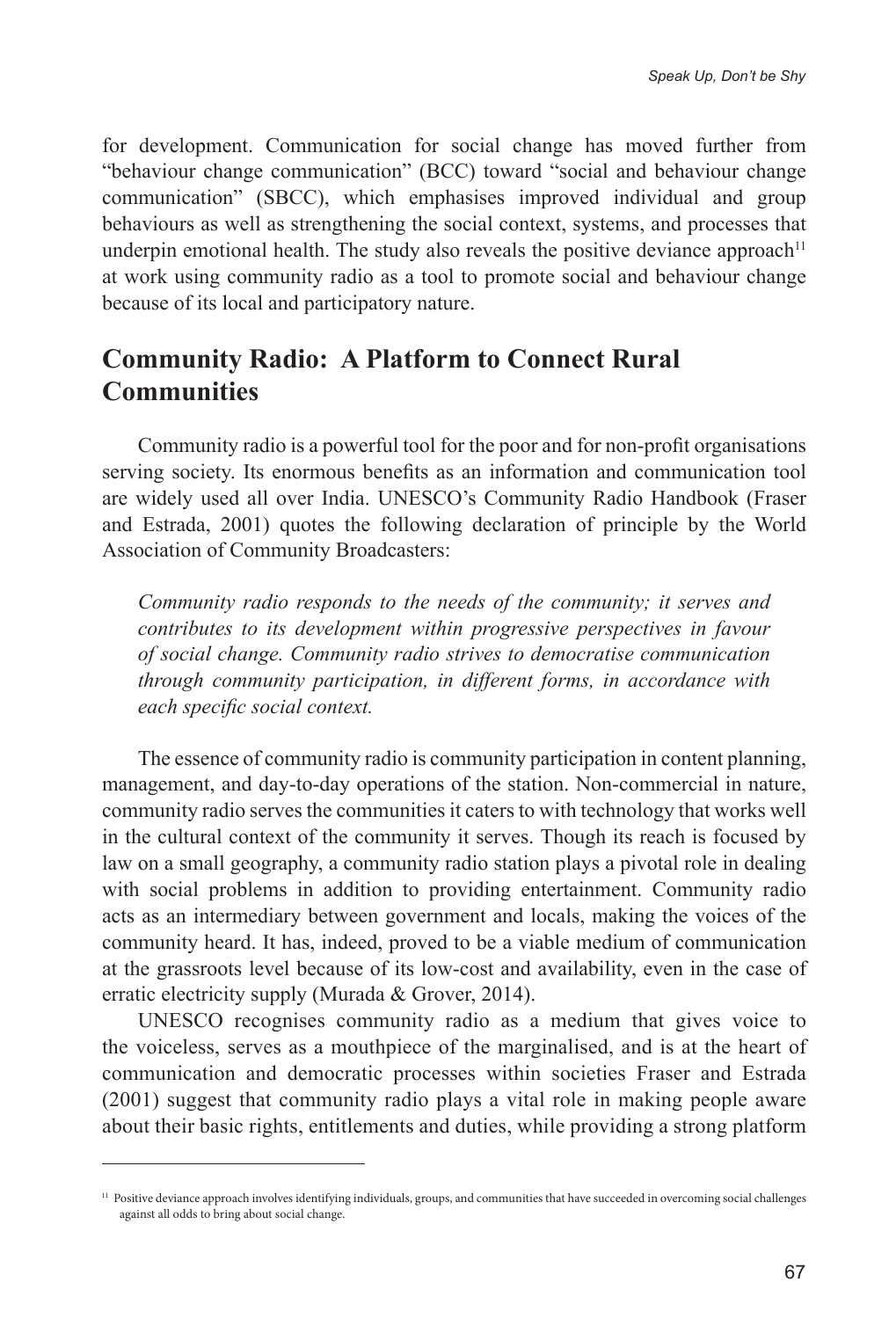for development. Communication for social change has moved further from "behaviour change communication" (BCC) toward "social and behaviour change communication" (SBCC), which emphasises improved individual and group behaviours as well as strengthening the social context, systems, and processes that underpin emotional health. The study also reveals the positive deviance approach[11] at work using community radio as a tool to promote social and behaviour change because of its local and participatory nature.

## Community Radio: A Platform to Connect Rural Communities

Community radio is a powerful tool for the poor and for non-profit organisations serving society. Its enormous benefits as an information and communication tool are widely used all over India. UNESCO's Community Radio Handbook (Fraser and Estrada, 2001) quotes the following declaration of principle by the World Association of Community Broadcasters:

> *Community radio responds to the needs of the community; it serves and contributes to its development within progressive perspectives in favour of social change. Community radio strives to democratise communication through community participation, in different forms, in accordance with each specific social context.*

The essence of community radio is community participation in content planning, management, and day-to-day operations of the station. Non-commercial in nature, community radio serves the communities it caters to with technology that works well in the cultural context of the community it serves. Though its reach is focused by law on a small geography, a community radio station plays a pivotal role in dealing with social problems in addition to providing entertainment. Community radio acts as an intermediary between government and locals, making the voices of the community heard. It has, indeed, proved to be a viable medium of communication at the grassroots level because of its low-cost and availability, even in the case of erratic electricity supply (Murada & Grover, 2014).

UNESCO recognises community radio as a medium that gives voice to the voiceless, serves as a mouthpiece of the marginalised, and is at the heart of communication and democratic processes within societies Fraser and Estrada (2001) suggest that community radio plays a vital role in making people aware about their basic rights, entitlements and duties, while providing a strong platform

---

[11] Positive deviance approach involves identifying individuals, groups, and communities that have succeeded in overcoming social challenges against all odds to bring about social change.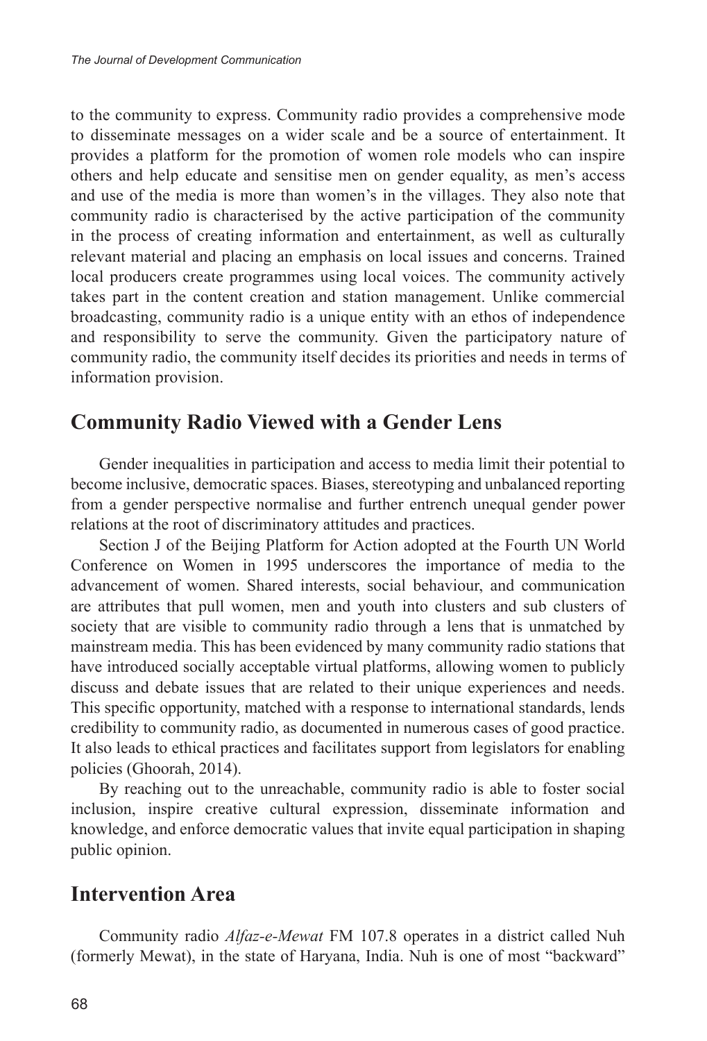to the community to express. Community radio provides a comprehensive mode to disseminate messages on a wider scale and be a source of entertainment. It provides a platform for the promotion of women role models who can inspire others and help educate and sensitise men on gender equality, as men's access and use of the media is more than women's in the villages. They also note that community radio is characterised by the active participation of the community in the process of creating information and entertainment, as well as culturally relevant material and placing an emphasis on local issues and concerns. Trained local producers create programmes using local voices. The community actively takes part in the content creation and station management. Unlike commercial broadcasting, community radio is a unique entity with an ethos of independence and responsibility to serve the community. Given the participatory nature of community radio, the community itself decides its priorities and needs in terms of information provision.

## Community Radio Viewed with a Gender Lens

Gender inequalities in participation and access to media limit their potential to become inclusive, democratic spaces. Biases, stereotyping and unbalanced reporting from a gender perspective normalise and further entrench unequal gender power relations at the root of discriminatory attitudes and practices.

Section J of the Beijing Platform for Action adopted at the Fourth UN World Conference on Women in 1995 underscores the importance of media to the advancement of women. Shared interests, social behaviour, and communication are attributes that pull women, men and youth into clusters and sub clusters of society that are visible to community radio through a lens that is unmatched by mainstream media. This has been evidenced by many community radio stations that have introduced socially acceptable virtual platforms, allowing women to publicly discuss and debate issues that are related to their unique experiences and needs. This specific opportunity, matched with a response to international standards, lends credibility to community radio, as documented in numerous cases of good practice. It also leads to ethical practices and facilitates support from legislators for enabling policies (Ghoorah, 2014).

By reaching out to the unreachable, community radio is able to foster social inclusion, inspire creative cultural expression, disseminate information and knowledge, and enforce democratic values that invite equal participation in shaping public opinion.

## Intervention Area

Community radio *Alfaz-e-Mewat* FM 107.8 operates in a district called Nuh (formerly Mewat), in the state of Haryana, India. Nuh is one of most "backward"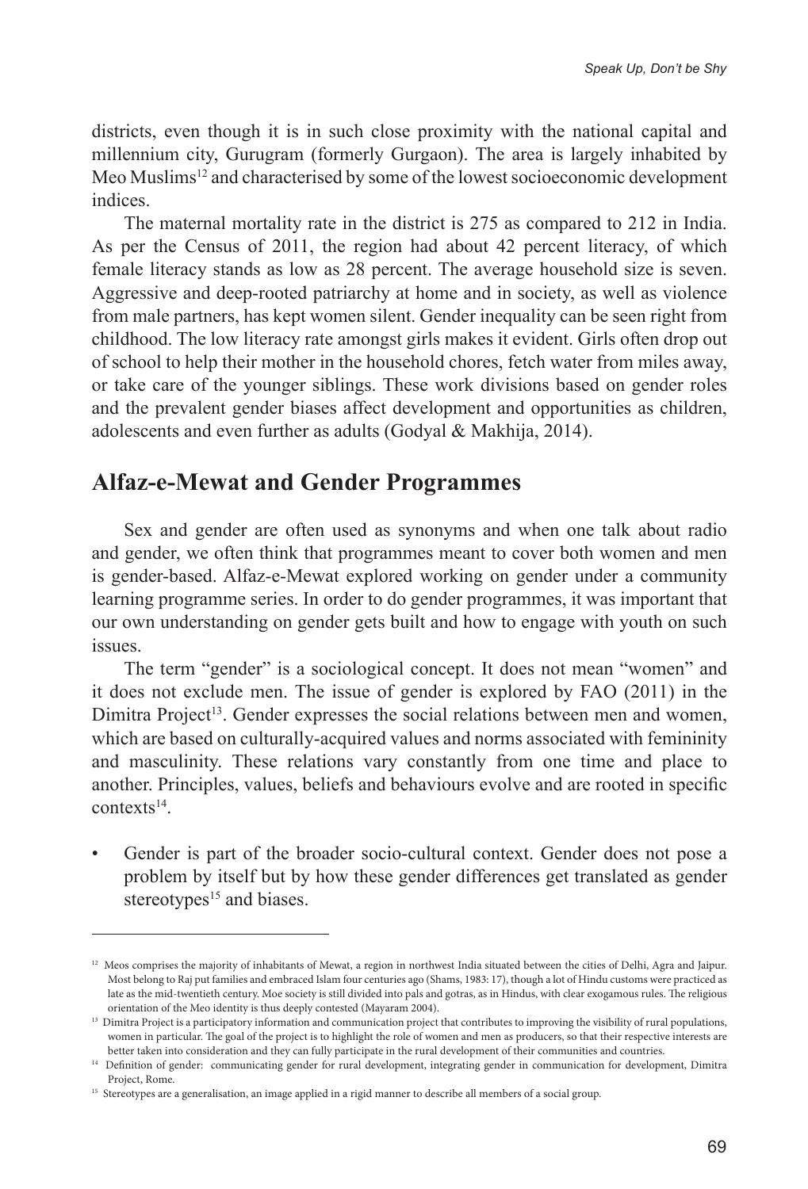districts, even though it is in such close proximity with the national capital and millennium city, Gurugram (formerly Gurgaon). The area is largely inhabited by Meo Muslims[12] and characterised by some of the lowest socioeconomic development indices.

The maternal mortality rate in the district is 275 as compared to 212 in India. As per the Census of 2011, the region had about 42 percent literacy, of which female literacy stands as low as 28 percent. The average household size is seven. Aggressive and deep-rooted patriarchy at home and in society, as well as violence from male partners, has kept women silent. Gender inequality can be seen right from childhood. The low literacy rate amongst girls makes it evident. Girls often drop out of school to help their mother in the household chores, fetch water from miles away, or take care of the younger siblings. These work divisions based on gender roles and the prevalent gender biases affect development and opportunities as children, adolescents and even further as adults (Godyal & Makhija, 2014).

## Alfaz-e-Mewat and Gender Programmes

Sex and gender are often used as synonyms and when one talk about radio and gender, we often think that programmes meant to cover both women and men is gender-based. Alfaz-e-Mewat explored working on gender under a community learning programme series. In order to do gender programmes, it was important that our own understanding on gender gets built and how to engage with youth on such issues.

The term "gender" is a sociological concept. It does not mean "women" and it does not exclude men. The issue of gender is explored by FAO (2011) in the Dimitra Project[13]. Gender expresses the social relations between men and women, which are based on culturally-acquired values and norms associated with femininity and masculinity. These relations vary constantly from one time and place to another. Principles, values, beliefs and behaviours evolve and are rooted in specific contexts[14].

- Gender is part of the broader socio-cultural context. Gender does not pose a problem by itself but by how these gender differences get translated as gender stereotypes[15] and biases.

---

[12] Meos comprises the majority of inhabitants of Mewat, a region in northwest India situated between the cities of Delhi, Agra and Jaipur. Most belong to Raj put families and embraced Islam four centuries ago (Shams, 1983: 17), though a lot of Hindu customs were practiced as late as the mid-twentieth century. Moe society is still divided into pals and gotras, as in Hindus, with clear exogamous rules. The religious orientation of the Meo identity is thus deeply contested (Mayaram 2004).

[13] Dimitra Project is a participatory information and communication project that contributes to improving the visibility of rural populations, women in particular. The goal of the project is to highlight the role of women and men as producers, so that their respective interests are better taken into consideration and they can fully participate in the rural development of their communities and countries.

[14] Definition of gender: communicating gender for rural development, integrating gender in communication for development, Dimitra Project, Rome.

[15] Stereotypes are a generalisation, an image applied in a rigid manner to describe all members of a social group.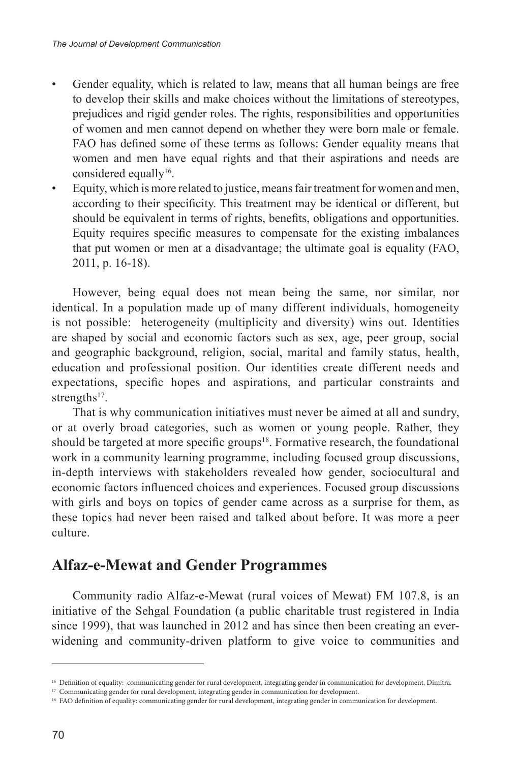- Gender equality, which is related to law, means that all human beings are free to develop their skills and make choices without the limitations of stereotypes, prejudices and rigid gender roles. The rights, responsibilities and opportunities of women and men cannot depend on whether they were born male or female. FAO has defined some of these terms as follows: Gender equality means that women and men have equal rights and that their aspirations and needs are considered equally[16].
- Equity, which is more related to justice, means fair treatment for women and men, according to their specificity. This treatment may be identical or different, but should be equivalent in terms of rights, benefits, obligations and opportunities. Equity requires specific measures to compensate for the existing imbalances that put women or men at a disadvantage; the ultimate goal is equality (FAO, 2011, p. 16-18).

However, being equal does not mean being the same, nor similar, nor identical. In a population made up of many different individuals, homogeneity is not possible: heterogeneity (multiplicity and diversity) wins out. Identities are shaped by social and economic factors such as sex, age, peer group, social and geographic background, religion, social, marital and family status, health, education and professional position. Our identities create different needs and expectations, specific hopes and aspirations, and particular constraints and strengths[17].

That is why communication initiatives must never be aimed at all and sundry, or at overly broad categories, such as women or young people. Rather, they should be targeted at more specific groups[18]. Formative research, the foundational work in a community learning programme, including focused group discussions, in-depth interviews with stakeholders revealed how gender, sociocultural and economic factors influenced choices and experiences. Focused group discussions with girls and boys on topics of gender came across as a surprise for them, as these topics had never been raised and talked about before. It was more a peer culture.

## Alfaz-e-Mewat and Gender Programmes

Community radio Alfaz-e-Mewat (rural voices of Mewat) FM 107.8, is an initiative of the Sehgal Foundation (a public charitable trust registered in India since 1999), that was launched in 2012 and has since then been creating an ever-widening and community-driven platform to give voice to communities and

---

[16] Definition of equality: communicating gender for rural development, integrating gender in communication for development, Dimitra.

[17] Communicating gender for rural development, integrating gender in communication for development.

[18] FAO definition of equality: communicating gender for rural development, integrating gender in communication for development.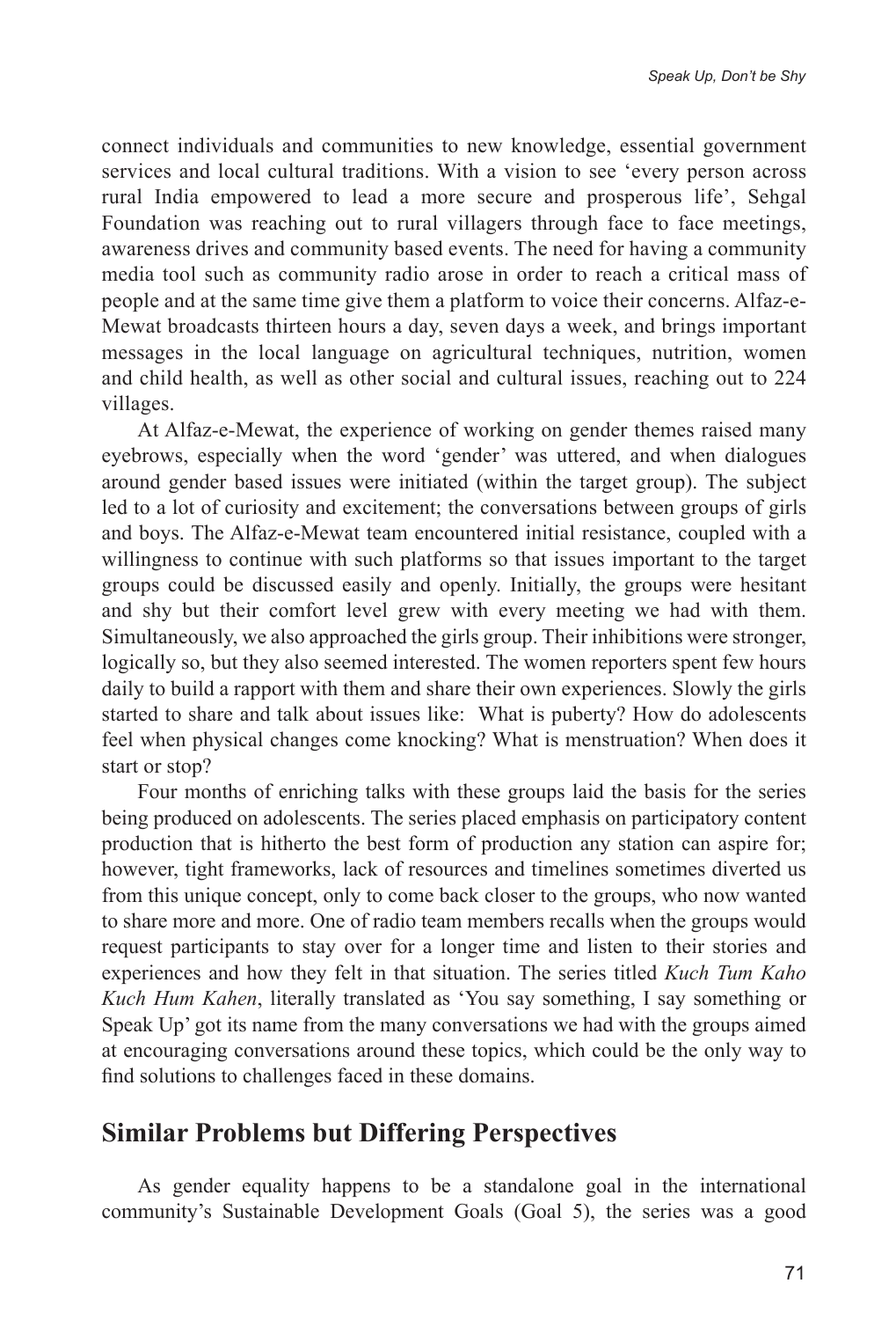connect individuals and communities to new knowledge, essential government services and local cultural traditions. With a vision to see 'every person across rural India empowered to lead a more secure and prosperous life', Sehgal Foundation was reaching out to rural villagers through face to face meetings, awareness drives and community based events. The need for having a community media tool such as community radio arose in order to reach a critical mass of people and at the same time give them a platform to voice their concerns. Alfaz-e-Mewat broadcasts thirteen hours a day, seven days a week, and brings important messages in the local language on agricultural techniques, nutrition, women and child health, as well as other social and cultural issues, reaching out to 224 villages.

At Alfaz-e-Mewat, the experience of working on gender themes raised many eyebrows, especially when the word 'gender' was uttered, and when dialogues around gender based issues were initiated (within the target group). The subject led to a lot of curiosity and excitement; the conversations between groups of girls and boys. The Alfaz-e-Mewat team encountered initial resistance, coupled with a willingness to continue with such platforms so that issues important to the target groups could be discussed easily and openly. Initially, the groups were hesitant and shy but their comfort level grew with every meeting we had with them. Simultaneously, we also approached the girls group. Their inhibitions were stronger, logically so, but they also seemed interested. The women reporters spent few hours daily to build a rapport with them and share their own experiences. Slowly the girls started to share and talk about issues like: What is puberty? How do adolescents feel when physical changes come knocking? What is menstruation? When does it start or stop?

Four months of enriching talks with these groups laid the basis for the series being produced on adolescents. The series placed emphasis on participatory content production that is hitherto the best form of production any station can aspire for; however, tight frameworks, lack of resources and timelines sometimes diverted us from this unique concept, only to come back closer to the groups, who now wanted to share more and more. One of radio team members recalls when the groups would request participants to stay over for a longer time and listen to their stories and experiences and how they felt in that situation. The series titled *Kuch Tum Kaho Kuch Hum Kahen*, literally translated as 'You say something, I say something or Speak Up' got its name from the many conversations we had with the groups aimed at encouraging conversations around these topics, which could be the only way to find solutions to challenges faced in these domains.

## Similar Problems but Differing Perspectives

As gender equality happens to be a standalone goal in the international community's Sustainable Development Goals (Goal 5), the series was a good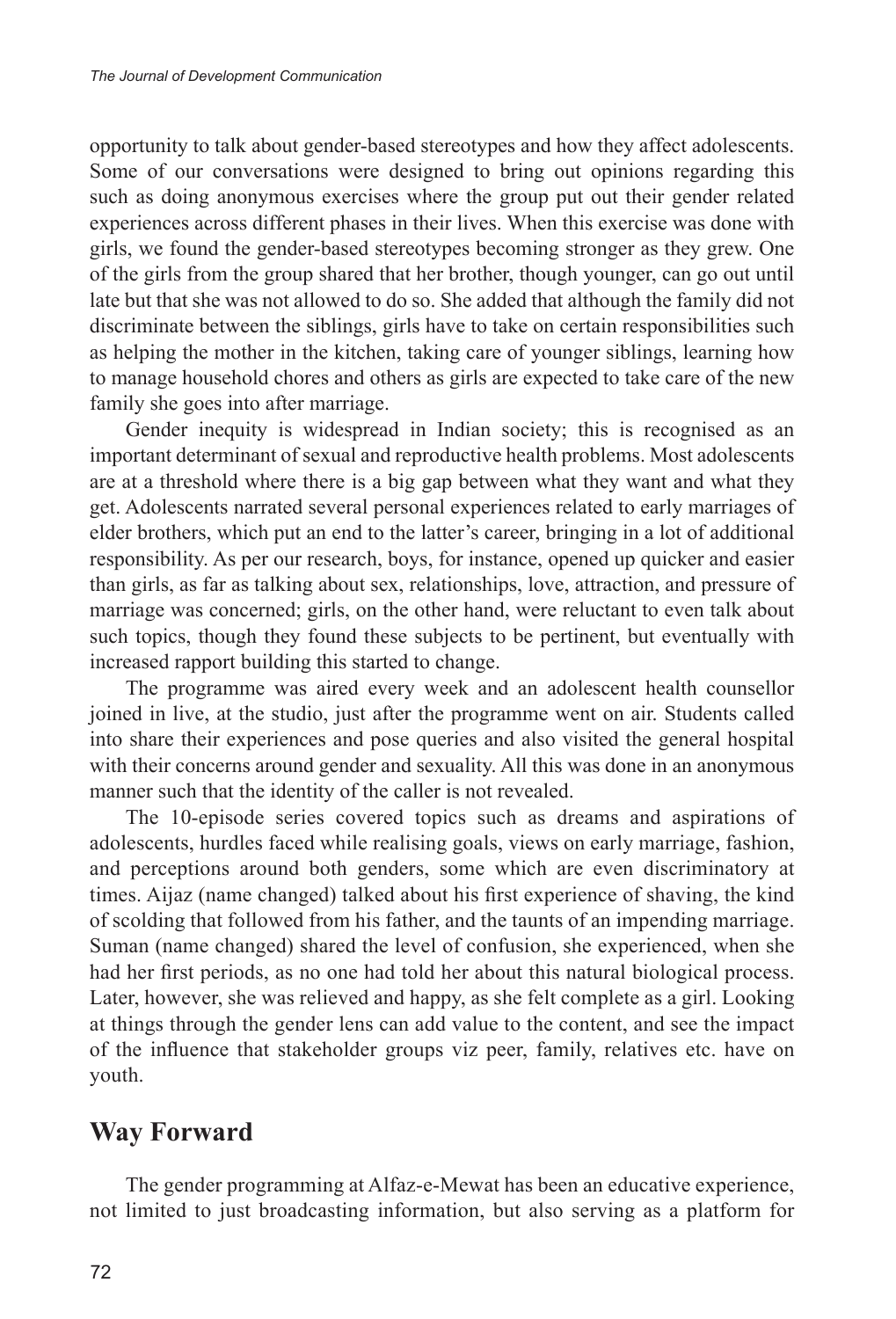opportunity to talk about gender-based stereotypes and how they affect adolescents. Some of our conversations were designed to bring out opinions regarding this such as doing anonymous exercises where the group put out their gender related experiences across different phases in their lives. When this exercise was done with girls, we found the gender-based stereotypes becoming stronger as they grew. One of the girls from the group shared that her brother, though younger, can go out until late but that she was not allowed to do so. She added that although the family did not discriminate between the siblings, girls have to take on certain responsibilities such as helping the mother in the kitchen, taking care of younger siblings, learning how to manage household chores and others as girls are expected to take care of the new family she goes into after marriage.

Gender inequity is widespread in Indian society; this is recognised as an important determinant of sexual and reproductive health problems. Most adolescents are at a threshold where there is a big gap between what they want and what they get. Adolescents narrated several personal experiences related to early marriages of elder brothers, which put an end to the latter's career, bringing in a lot of additional responsibility. As per our research, boys, for instance, opened up quicker and easier than girls, as far as talking about sex, relationships, love, attraction, and pressure of marriage was concerned; girls, on the other hand, were reluctant to even talk about such topics, though they found these subjects to be pertinent, but eventually with increased rapport building this started to change.

The programme was aired every week and an adolescent health counsellor joined in live, at the studio, just after the programme went on air. Students called into share their experiences and pose queries and also visited the general hospital with their concerns around gender and sexuality. All this was done in an anonymous manner such that the identity of the caller is not revealed.

The 10-episode series covered topics such as dreams and aspirations of adolescents, hurdles faced while realising goals, views on early marriage, fashion, and perceptions around both genders, some which are even discriminatory at times. Aijaz (name changed) talked about his first experience of shaving, the kind of scolding that followed from his father, and the taunts of an impending marriage. Suman (name changed) shared the level of confusion, she experienced, when she had her first periods, as no one had told her about this natural biological process. Later, however, she was relieved and happy, as she felt complete as a girl. Looking at things through the gender lens can add value to the content, and see the impact of the influence that stakeholder groups viz peer, family, relatives etc. have on youth.

## Way Forward

The gender programming at Alfaz-e-Mewat has been an educative experience, not limited to just broadcasting information, but also serving as a platform for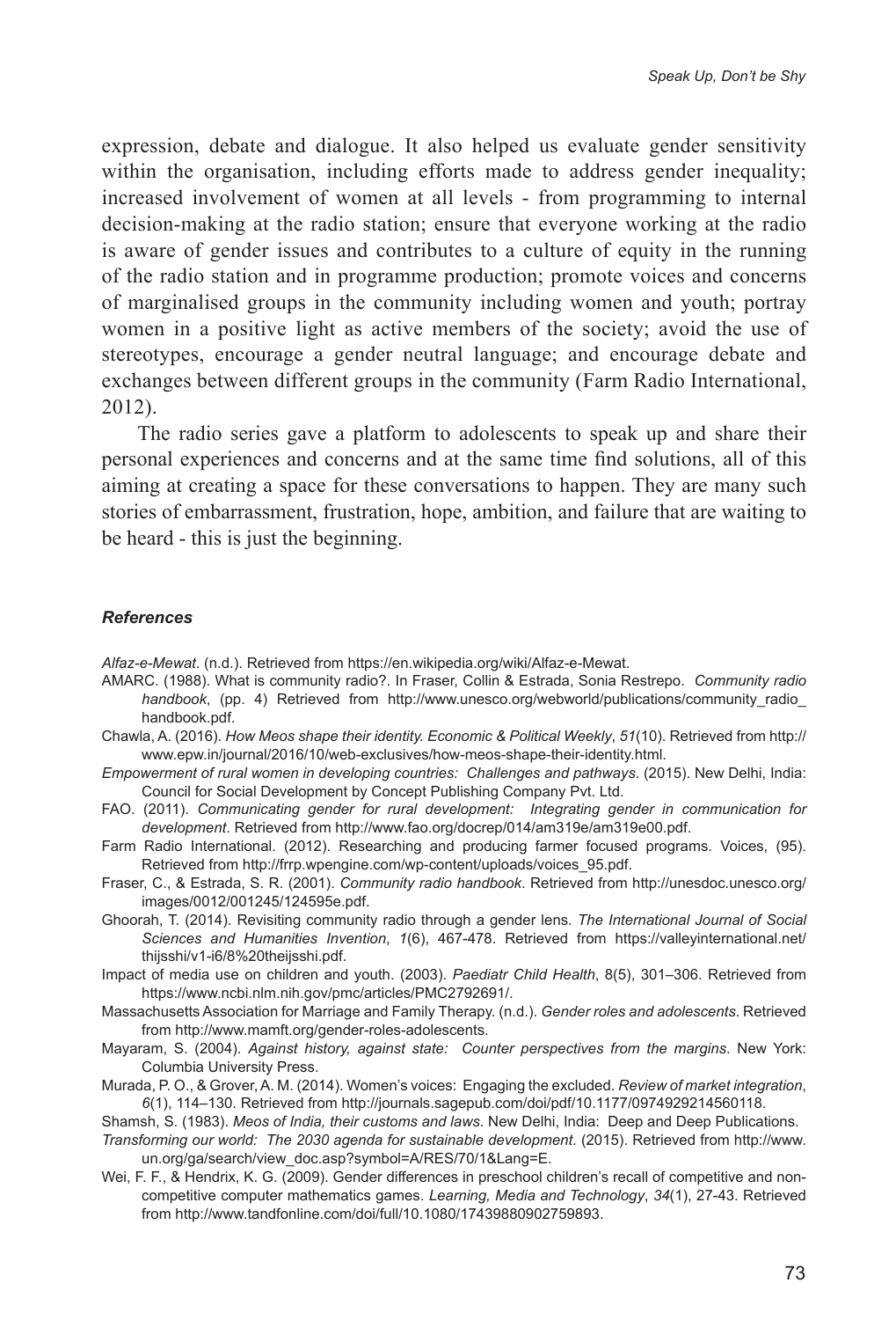expression, debate and dialogue. It also helped us evaluate gender sensitivity within the organisation, including efforts made to address gender inequality; increased involvement of women at all levels - from programming to internal decision-making at the radio station; ensure that everyone working at the radio is aware of gender issues and contributes to a culture of equity in the running of the radio station and in programme production; promote voices and concerns of marginalised groups in the community including women and youth; portray women in a positive light as active members of the society; avoid the use of stereotypes, encourage a gender neutral language; and encourage debate and exchanges between different groups in the community (Farm Radio International, 2012).

The radio series gave a platform to adolescents to speak up and share their personal experiences and concerns and at the same time find solutions, all of this aiming at creating a space for these conversations to happen. They are many such stories of embarrassment, frustration, hope, ambition, and failure that are waiting to be heard - this is just the beginning.

***References***

*Alfaz-e-Mewat*. (n.d.). Retrieved from https://en.wikipedia.org/wiki/Alfaz-e-Mewat.

AMARC. (1988). What is community radio?. In Fraser, Collin & Estrada, Sonia Restrepo. *Community radio handbook*, (pp. 4) Retrieved from http://www.unesco.org/webworld/publications/community_radio_handbook.pdf.

Chawla, A. (2016). *How Meos shape their identity. Economic & Political Weekly*, *51*(10). Retrieved from http://www.epw.in/journal/2016/10/web-exclusives/how-meos-shape-their-identity.html.

*Empowerment of rural women in developing countries: Challenges and pathways*. (2015). New Delhi, India: Council for Social Development by Concept Publishing Company Pvt. Ltd.

FAO. (2011). *Communicating gender for rural development: Integrating gender in communication for development*. Retrieved from http://www.fao.org/docrep/014/am319e/am319e00.pdf.

Farm Radio International. (2012). Researching and producing farmer focused programs. Voices, (95). Retrieved from http://frrp.wpengine.com/wp-content/uploads/voices_95.pdf.

Fraser, C., & Estrada, S. R. (2001). *Community radio handbook*. Retrieved from http://unesdoc.unesco.org/images/0012/001245/124595e.pdf.

Ghoorah, T. (2014). Revisiting community radio through a gender lens. *The International Journal of Social Sciences and Humanities Invention*, *1*(6), 467-478. Retrieved from https://valleyinternational.net/thijsshi/v1-i6/8%20theijsshi.pdf.

Impact of media use on children and youth. (2003). *Paediatr Child Health*, 8(5), 301–306. Retrieved from https://www.ncbi.nlm.nih.gov/pmc/articles/PMC2792691/.

Massachusetts Association for Marriage and Family Therapy. (n.d.). *Gender roles and adolescents*. Retrieved from http://www.mamft.org/gender-roles-adolescents.

Mayaram, S. (2004). *Against history, against state: Counter perspectives from the margins*. New York: Columbia University Press.

Murada, P. O., & Grover, A. M. (2014). Women's voices: Engaging the excluded. *Review of market integration*, *6*(1), 114–130. Retrieved from http://journals.sagepub.com/doi/pdf/10.1177/0974929214560118.

Shamsh, S. (1983). *Meos of India, their customs and laws*. New Delhi, India: Deep and Deep Publications.

*Transforming our world: The 2030 agenda for sustainable development*. (2015). Retrieved from http://www.un.org/ga/search/view_doc.asp?symbol=A/RES/70/1&Lang=E.

Wei, F. F., & Hendrix, K. G. (2009). Gender differences in preschool children's recall of competitive and non-competitive computer mathematics games. *Learning, Media and Technology*, *34*(1), 27-43. Retrieved from http://www.tandfonline.com/doi/full/10.1080/17439880902759893.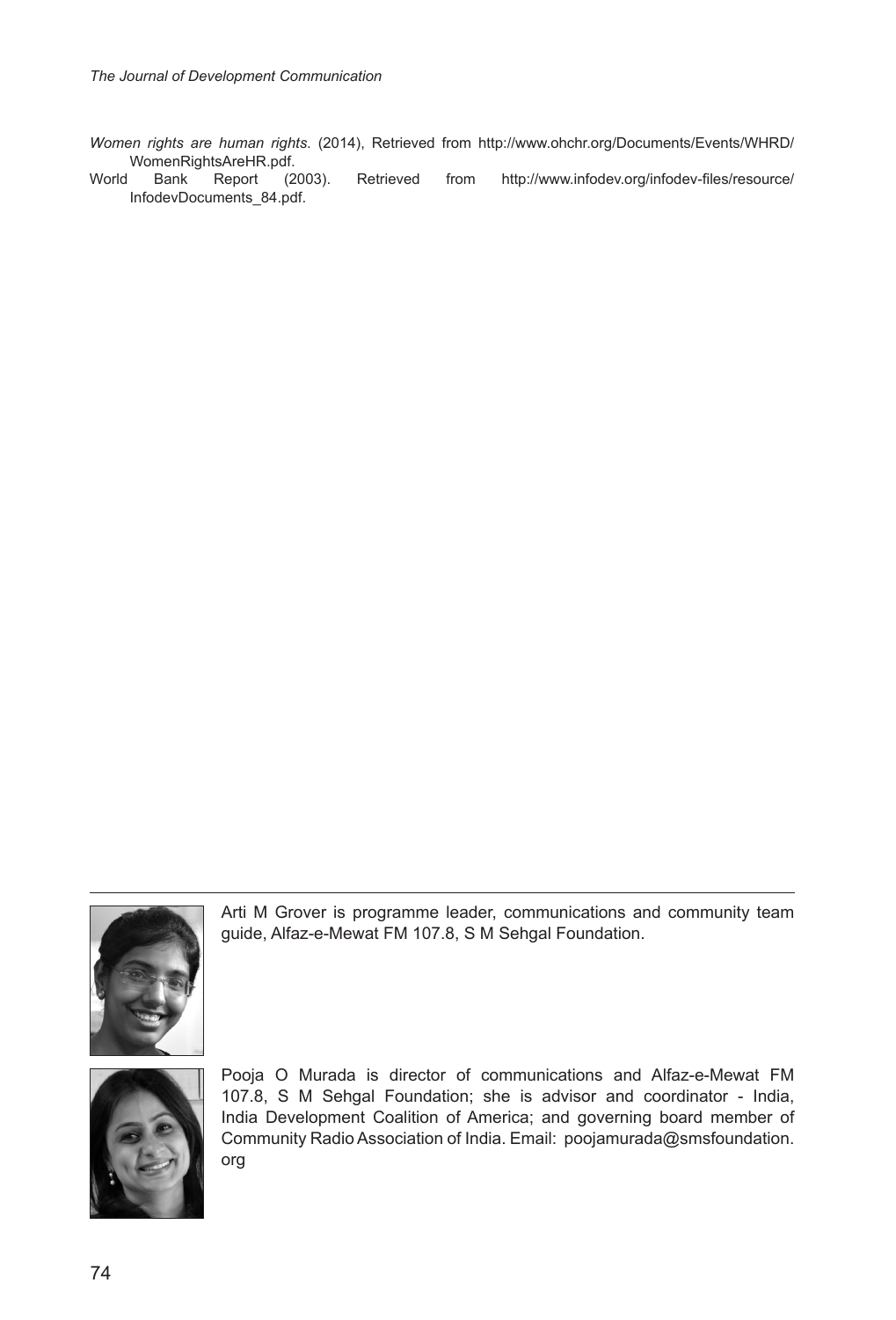*Women rights are human rights*. (2014), Retrieved from http://www.ohchr.org/Documents/Events/WHRD/WomenRightsAreHR.pdf.

World Bank Report (2003). Retrieved from http://www.infodev.org/infodev-files/resource/InfodevDocuments_84.pdf.

---

Arti M Grover is programme leader, communications and community team guide, Alfaz-e-Mewat FM 107.8, S M Sehgal Foundation.

Pooja O Murada is director of communications and Alfaz-e-Mewat FM 107.8, S M Sehgal Foundation; she is advisor and coordinator - India, India Development Coalition of America; and governing board member of Community Radio Association of India. Email: poojamurada@smsfoundation.org